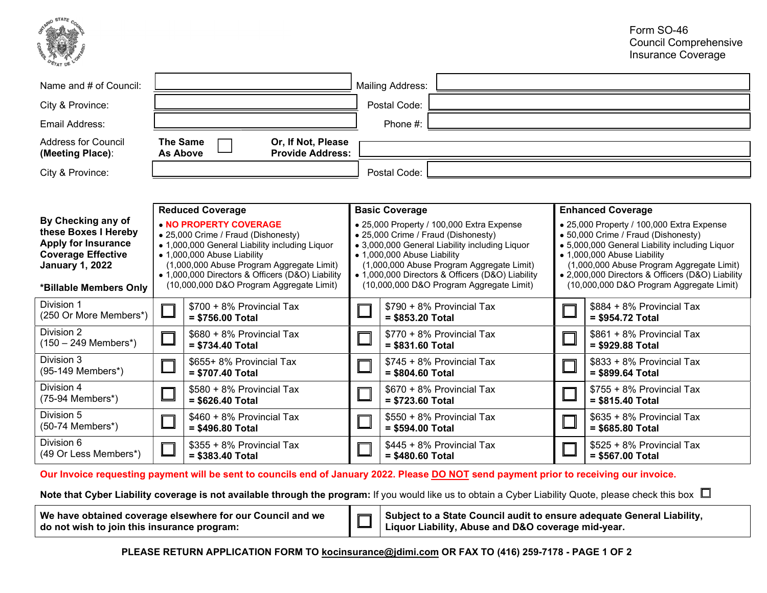Form SO-46
Council Comprehensive
Insurance Coverage

| | | | |
|---|---|---|---|
| Name and # of Council: | | Mailing Address: | |
| City & Province: | | Postal Code: | |
| Email Address: | | Phone #: | |
| Address for Council **(Meeting Place)**: | **The Same As Above** ☐ **Or, If Not, Please Provide Address:** | | |
| City & Province: | | Postal Code: | |

| **By Checking any of these Boxes I Hereby Apply for Insurance Coverage Effective January 1, 2022** <br><br> **\*Billable Members Only** | **Reduced Coverage** <br> • **NO PROPERTY COVERAGE** <br> • 25,000 Crime / Fraud (Dishonesty) <br> • 1,000,000 General Liability including Liquor <br> • 1,000,000 Abuse Liability (1,000,000 Abuse Program Aggregate Limit) <br> • 1,000,000 Directors & Officers (D&O) Liability (10,000,000 D&O Program Aggregate Limit) | | **Basic Coverage** <br> • 25,000 Property / 100,000 Extra Expense <br> • 25,000 Crime / Fraud (Dishonesty) <br> • 3,000,000 General Liability including Liquor <br> • 1,000,000 Abuse Liability (1,000,000 Abuse Program Aggregate Limit) <br> • 1,000,000 Directors & Officers (D&O) Liability (10,000,000 D&O Program Aggregate Limit) | | **Enhanced Coverage** <br> • 25,000 Property / 100,000 Extra Expense <br> • 50,000 Crime / Fraud (Dishonesty) <br> • 5,000,000 General Liability including Liquor <br> • 1,000,000 Abuse Liability (1,000,000 Abuse Program Aggregate Limit) <br> • 2,000,000 Directors & Officers (D&O) Liability (10,000,000 D&O Program Aggregate Limit) | |
|---|---|---|---|---|---|---|
| Division 1 (250 Or More Members\*) | ☐ | $700 + 8% Provincial Tax **= $756.00 Total** | ☐ | $790 + 8% Provincial Tax **= $853.20 Total** | ☐ | $884 + 8% Provincial Tax **= $954.72 Total** |
| Division 2 (150 – 249 Members\*) | ☐ | $680 + 8% Provincial Tax **= $734.40 Total** | ☐ | $770 + 8% Provincial Tax **= $831.60 Total** | ☐ | $861 + 8% Provincial Tax **= $929.88 Total** |
| Division 3 (95-149 Members\*) | ☐ | $655+ 8% Provincial Tax **= $707.40 Total** | ☐ | $745 + 8% Provincial Tax **= $804.60 Total** | ☐ | $833 + 8% Provincial Tax **= $899.64 Total** |
| Division 4 (75-94 Members\*) | ☐ | $580 + 8% Provincial Tax **= $626.40 Total** | ☐ | $670 + 8% Provincial Tax **= $723.60 Total** | ☐ | $755 + 8% Provincial Tax **= $815.40 Total** |
| Division 5 (50-74 Members\*) | ☐ | $460 + 8% Provincial Tax **= $496.80 Total** | ☐ | $550 + 8% Provincial Tax **= $594.00 Total** | ☐ | $635 + 8% Provincial Tax **= $685.80 Total** |
| Division 6 (49 Or Less Members\*) | ☐ | $355 + 8% Provincial Tax **= $383.40 Total** | ☐ | $445 + 8% Provincial Tax **= $480.60 Total** | ☐ | $525 + 8% Provincial Tax **= $567.00 Total** |

**Our Invoice requesting payment will be sent to councils end of January 2022. Please DO NOT send payment prior to receiving our invoice.**

**Note that Cyber Liability coverage is not available through the program:** If you would like us to obtain a Cyber Liability Quote, please check this box ☐

| | | |
|---|---|---|
| **We have obtained coverage elsewhere for our Council and we do not wish to join this insurance program:** | ☐ | **Subject to a State Council audit to ensure adequate General Liability, Liquor Liability, Abuse and D&O coverage mid-year.** |

**PLEASE RETURN APPLICATION FORM TO kocinsurance@jdimi.com OR FAX TO (416) 259-7178 - PAGE 1 OF 2**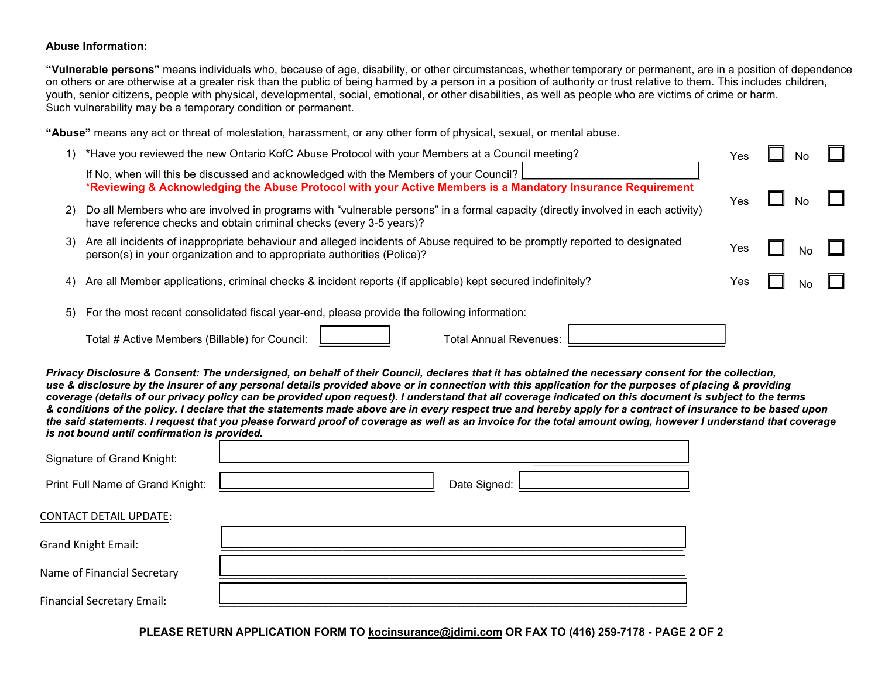**Abuse Information:**

**"Vulnerable persons"** means individuals who, because of age, disability, or other circumstances, whether temporary or permanent, are in a position of dependence on others or are otherwise at a greater risk than the public of being harmed by a person in a position of authority or trust relative to them. This includes children, youth, senior citizens, people with physical, developmental, social, emotional, or other disabilities, as well as people who are victims of crime or harm. Such vulnerability may be a temporary condition or permanent.

**"Abuse"** means any act or threat of molestation, harassment, or any other form of physical, sexual, or mental abuse.

1) *Have you reviewed the new Ontario KofC Abuse Protocol with your Members at a Council meeting? Yes ☐ No ☐

   If No, when will this be discussed and acknowledged with the Members of your Council? ______________________

   ***Reviewing & Acknowledging the Abuse Protocol with your Active Members is a Mandatory Insurance Requirement**

2) Do all Members who are involved in programs with "vulnerable persons" in a formal capacity (directly involved in each activity) have reference checks and obtain criminal checks (every 3-5 years)? Yes ☐ No ☐

3) Are all incidents of inappropriate behaviour and alleged incidents of Abuse required to be promptly reported to designated person(s) in your organization and to appropriate authorities (Police)? Yes ☐ No ☐

4) Are all Member applications, criminal checks & incident reports (if applicable) kept secured indefinitely? Yes ☐ No ☐

5) For the most recent consolidated fiscal year-end, please provide the following information:

   Total # Active Members (Billable) for Council: __________ Total Annual Revenues: ______________________

***Privacy Disclosure & Consent: The undersigned, on behalf of their Council, declares that it has obtained the necessary consent for the collection, use & disclosure by the Insurer of any personal details provided above or in connection with this application for the purposes of placing & providing coverage (details of our privacy policy can be provided upon request). I understand that all coverage indicated on this document is subject to the terms & conditions of the policy. I declare that the statements made above are in every respect true and hereby apply for a contract of insurance to be based upon the said statements. I request that you please forward proof of coverage as well as an invoice for the total amount owing, however I understand that coverage is not bound until confirmation is provided.***

Signature of Grand Knight: ______________________________________________

Print Full Name of Grand Knight: ______________________ Date Signed: ______________________

CONTACT DETAIL UPDATE:

Grand Knight Email: ______________________________________________

Name of Financial Secretary ______________________________________________

Financial Secretary Email: ______________________________________________

**PLEASE RETURN APPLICATION FORM TO kocinsurance@jdimi.com OR FAX TO (416) 259-7178**